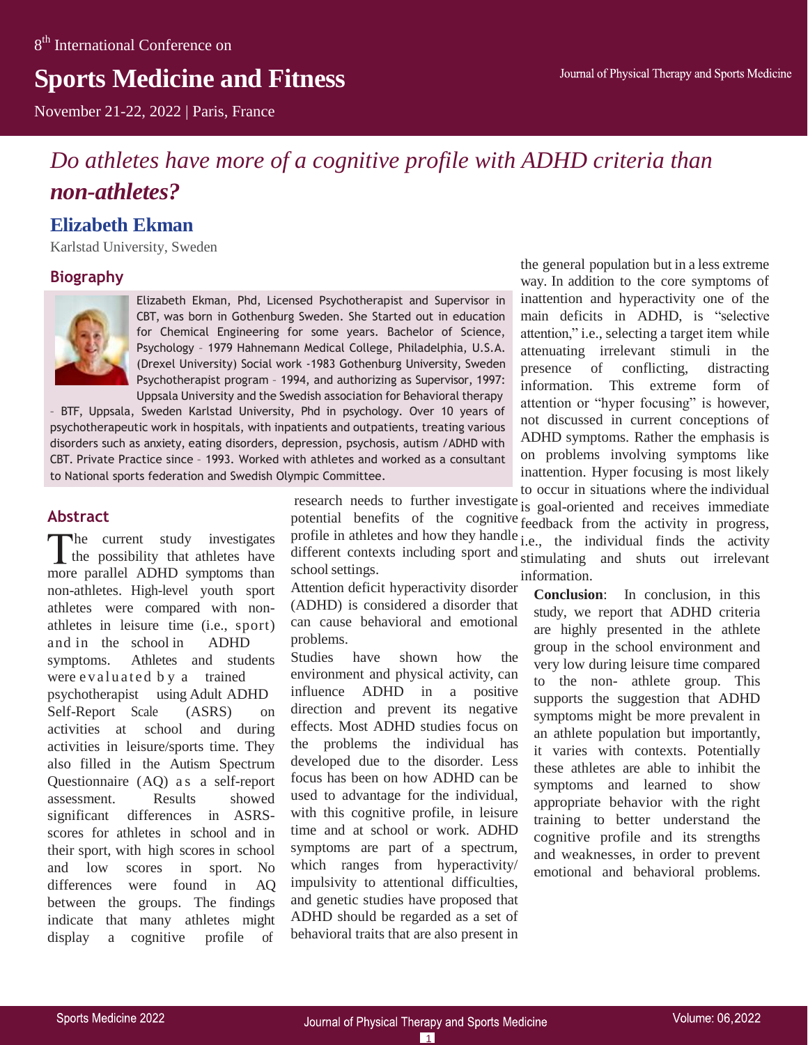# Do athletes have more of a cognitive profile with ADHD criteria than *non-athletes?*

## Elizabeth Ekman

Karlstad University, Sweden

### Biography

Elizabeth Ekman, Phd, Licensed Psychotherapist and Supervisor in CBT, was born in Gothenburg Sweden. She Started out in education for Chemical Engineering for some years. Bachelor of Science, Psychology – 1979 Hahnemann Medical College, Philadelphia, U.S.A. (Drexel University) Social work -1983 Gothenburg University, Sweden Psychotherapist program – 1994, and authorizing as Supervisor, 1997: Uppsala University and the Swedish association for Behavioral therapy – BTF, Uppsala, Sweden Karlstad University, Phd in psychology. Over 10 years of psychotherapeutic work in hospitals, with inpatients and outpatients, treating various disorders such as anxiety, eating disorders, depression, psychosis, autism /ADHD with CBT. Private Practice since – 1993. Worked with athletes and worked as a consultant to National sports federation and Swedish Olympic Committee.

### Abstract

The current study investigates the possibility that athletes have more parallel ADHD symptoms than non-athletes. High-level youth sport athletes were compared with non-athletes in leisure time (i.e., sport) and in the school in ADHD symptoms. Athletes and students were evaluated by a trained psychotherapist using Adult ADHD Self-Report Scale (ASRS) on activities at school and during activities in leisure/sports time. They also filled in the Autism Spectrum Questionnaire (AQ) as a self-report assessment. Results showed significant differences in ASRS-scores for athletes in school and in their sport, with high scores in school and low scores in sport. No differences were found in AQ between the groups. The findings indicate that many athletes might display a cognitive profile of research needs to further investigate potential benefits of the cognitive profile in athletes and how they handle different contexts including sport and school settings.

Attention deficit hyperactivity disorder (ADHD) is considered a disorder that can cause behavioral and emotional problems.

Studies have shown how the environment and physical activity, can influence ADHD in a positive direction and prevent its negative effects. Most ADHD studies focus on the problems the individual has developed due to the disorder. Less focus has been on how ADHD can be used to advantage for the individual, with this cognitive profile, in leisure time and at school or work. ADHD symptoms are part of a spectrum, which ranges from hyperactivity/ impulsivity to attentional difficulties, and genetic studies have proposed that ADHD should be regarded as a set of behavioral traits that are also present in the general population but in a less extreme way. In addition to the core symptoms of inattention and hyperactivity one of the main deficits in ADHD, is "selective attention," i.e., selecting a target item while attenuating irrelevant stimuli in the presence of conflicting, distracting information. This extreme form of attention or "hyper focusing" is however, not discussed in current conceptions of ADHD symptoms. Rather the emphasis is on problems involving symptoms like inattention. Hyper focusing is most likely to occur in situations where the individual is goal-oriented and receives immediate feedback from the activity in progress, i.e., the individual finds the activity stimulating and shuts out irrelevant information.

**Conclusion**: In conclusion, in this study, we report that ADHD criteria are highly presented in the athlete group in the school environment and very low during leisure time compared to the non- athlete group. This supports the suggestion that ADHD symptoms might be more prevalent in an athlete population but importantly, it varies with contexts. Potentially these athletes are able to inhibit the symptoms and learned to show appropriate behavior with the right training to better understand the cognitive profile and its strengths and weaknesses, in order to prevent emotional and behavioral problems.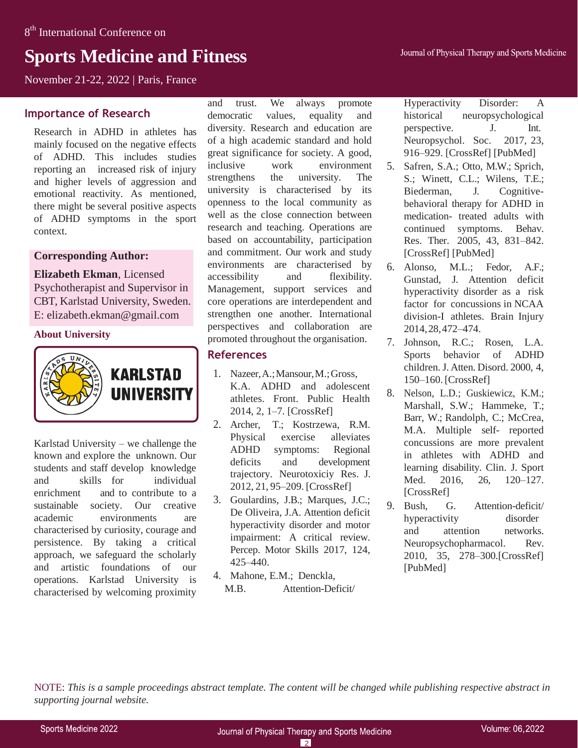## Importance of Research

Research in ADHD in athletes has mainly focused on the negative effects of ADHD. This includes studies reporting an increased risk of injury and higher levels of aggression and emotional reactivity. As mentioned, there might be several positive aspects of ADHD symptoms in the sport context.

**Corresponding Author:**

**Elizabeth Ekman**, Licensed Psychotherapist and Supervisor in CBT, Karlstad University, Sweden.
E: elizabeth.ekman@gmail.com

### About University

Karlstad University – we challenge the known and explore the unknown. Our students and staff develop knowledge and skills for individual enrichment and to contribute to a sustainable society. Our creative academic environments are characterised by curiosity, courage and persistence. By taking a critical approach, we safeguard the scholarly and artistic foundations of our operations. Karlstad University is characterised by welcoming proximity and trust. We always promote democratic values, equality and diversity. Research and education are of a high academic standard and hold great significance for society. A good, inclusive work environment strengthens the university. The university is characterised by its openness to the local community as well as the close connection between research and teaching. Operations are based on accountability, participation and commitment. Our work and study environments are characterised by accessibility and flexibility. Management, support services and core operations are interdependent and strengthen one another. International perspectives and collaboration are promoted throughout the organisation.

## References

1. Nazeer, A.; Mansour, M.; Gross, K.A. ADHD and adolescent athletes. Front. Public Health 2014, 2, 1–7. [CrossRef]
2. Archer, T.; Kostrzewa, R.M. Physical exercise alleviates ADHD symptoms: Regional deficits and development trajectory. Neurotoxiciy Res. J. 2012, 21, 95–209. [CrossRef]
3. Goulardins, J.B.; Marques, J.C.; De Oliveira, J.A. Attention deficit hyperactivity disorder and motor impairment: A critical review. Percep. Motor Skills 2017, 124, 425–440.
4. Mahone, E.M.; Denckla, M.B. Attention-Deficit/ Hyperactivity Disorder: A historical neuropsychological perspective. J. Int. Neuropsychol. Soc. 2017, 23, 916–929. [CrossRef] [PubMed]
5. Safren, S.A.; Otto, M.W.; Sprich, S.; Winett, C.L.; Wilens, T.E.; Biederman, J. Cognitive-behavioral therapy for ADHD in medication- treated adults with continued symptoms. Behav. Res. Ther. 2005, 43, 831–842. [CrossRef] [PubMed]
6. Alonso, M.L.; Fedor, A.F.; Gunstad, J. Attention deficit hyperactivity disorder as a risk factor for concussions in NCAA division-I athletes. Brain Injury 2014, 28, 472–474.
7. Johnson, R.C.; Rosen, L.A. Sports behavior of ADHD children. J. Atten. Disord. 2000, 4, 150–160. [CrossRef]
8. Nelson, L.D.; Guskiewicz, K.M.; Marshall, S.W.; Hammeke, T.; Barr, W.; Randolph, C.; McCrea, M.A. Multiple self- reported concussions are more prevalent in athletes with ADHD and learning disability. Clin. J. Sport Med. 2016, 26, 120–127. [CrossRef]
9. Bush, G. Attention-deficit/ hyperactivity disorder and attention networks. Neuropsychopharmacol. Rev. 2010, 35, 278–300.[CrossRef] [PubMed]

NOTE: *This is a sample proceedings abstract template. The content will be changed while publishing respective abstract in supporting journal website.*